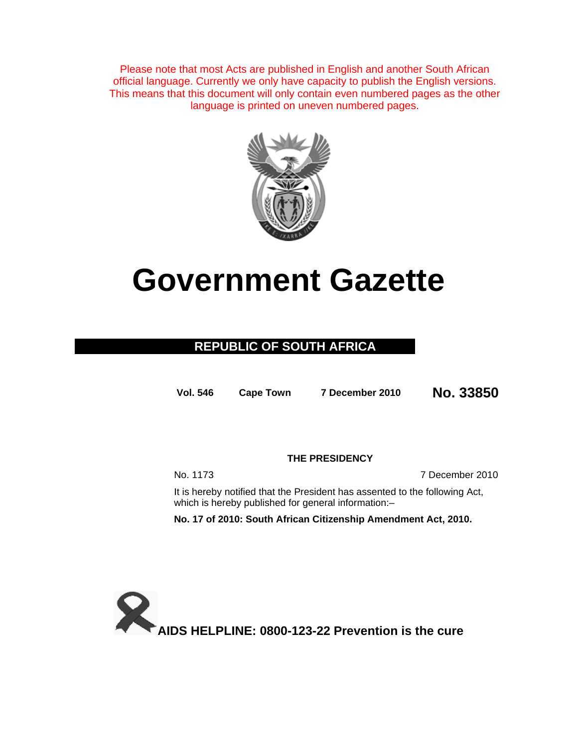Please note that most Acts are published in English and another South African official language. Currently we only have capacity to publish the English versions. This means that this document will only contain even numbered pages as the other language is printed on uneven numbered pages.

# Government Gazette

## REPUBLIC OF SOUTH AFRICA

**Vol. 546** **Cape Town** **7 December 2010** **No. 33850**

**THE PRESIDENCY**

No. 1173 7 December 2010

It is hereby notified that the President has assented to the following Act, which is hereby published for general information:–

**No. 17 of 2010: South African Citizenship Amendment Act, 2010.**

**AIDS HELPLINE: 0800-123-22 Prevention is the cure**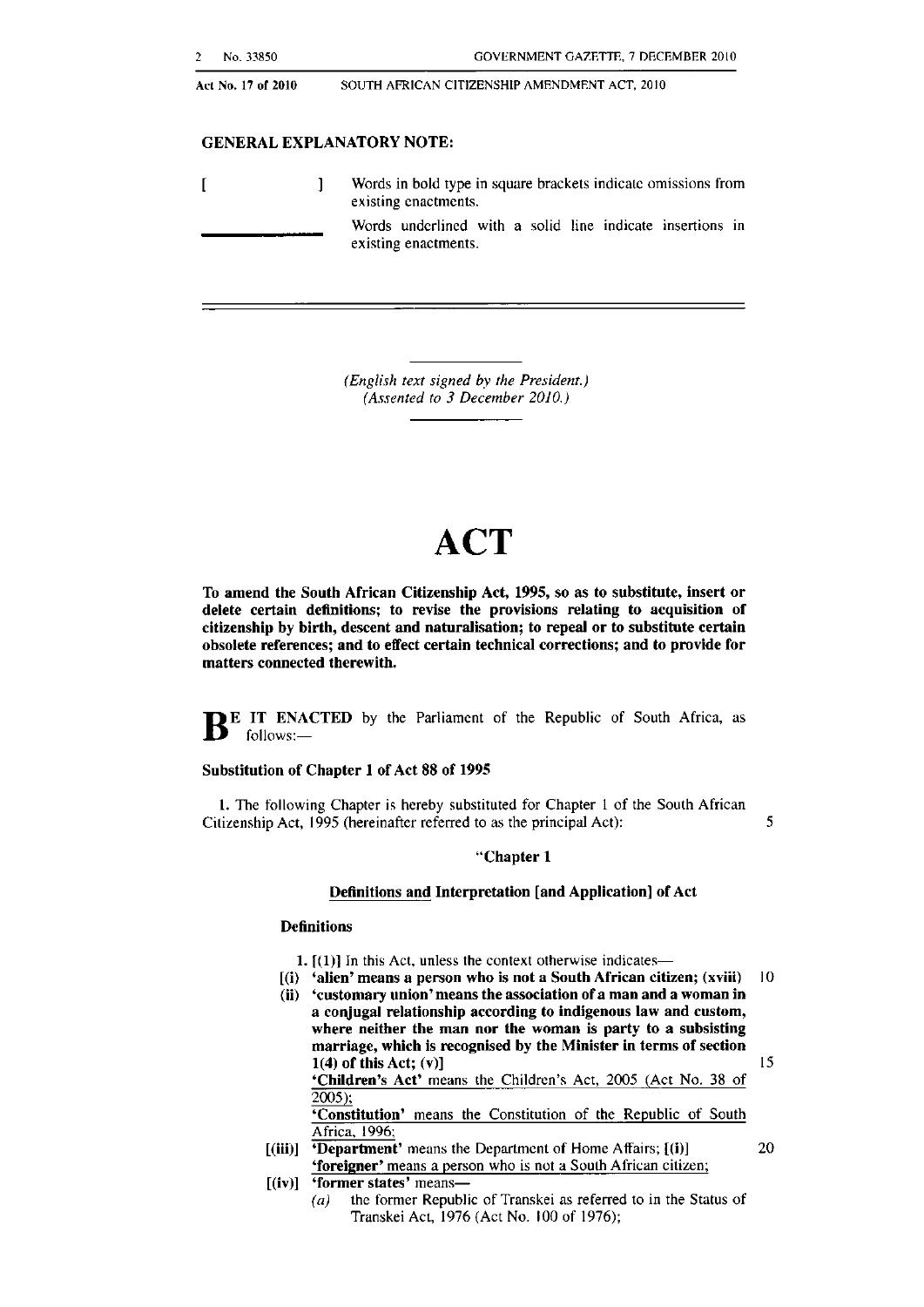Act No. 17 of 2010 SOUTH AFRICAN CITIZENSHIP AMENDMENT ACT, 2010

**GENERAL EXPLANATORY NOTE:**

[ ] Words in bold type in square brackets indicate omissions from existing enactments.

\_\_\_\_\_\_\_\_ Words underlined with a solid line indicate insertions in existing enactments.

*(English text signed by the President.)*
*(Assented to 3 December 2010.)*

# ACT

**To amend the South African Citizenship Act, 1995, so as to substitute, insert or delete certain definitions; to revise the provisions relating to acquisition of citizenship by birth, descent and naturalisation; to repeal or to substitute certain obsolete references; and to effect certain technical corrections; and to provide for matters connected therewith.**

**BE IT ENACTED** by the Parliament of the Republic of South Africa, as follows:—

**Substitution of Chapter 1 of Act 88 of 1995**

1. The following Chapter is hereby substituted for Chapter 1 of the South African Citizenship Act, 1995 (hereinafter referred to as the principal Act):

"**Chapter 1**

**Definitions and Interpretation [and Application] of Act**

**Definitions**

1. **[(1)]** In this Act, unless the context otherwise indicates—

**[(i) 'alien' means a person who is not a South African citizen; (xviii)**
**(ii) 'customary union' means the association of a man and a woman in a conjugal relationship according to indigenous law and custom, where neither the man nor the woman is party to a subsisting marriage, which is recognised by the Minister in terms of section 1(4) of this Act; (v)]**

'**Children's Act**' means the Children's Act, 2005 (Act No. 38 of 2005);

'**Constitution**' means the Constitution of the Republic of South Africa, 1996;

**[(iii)]** '**Department**' means the Department of Home Affairs; **[(i)]**

'**foreigner**' means a person who is not a South African citizen;

**[(iv)]** '**former states**' means—

*(a)* the former Republic of Transkei as referred to in the Status of Transkei Act, 1976 (Act No. 100 of 1976);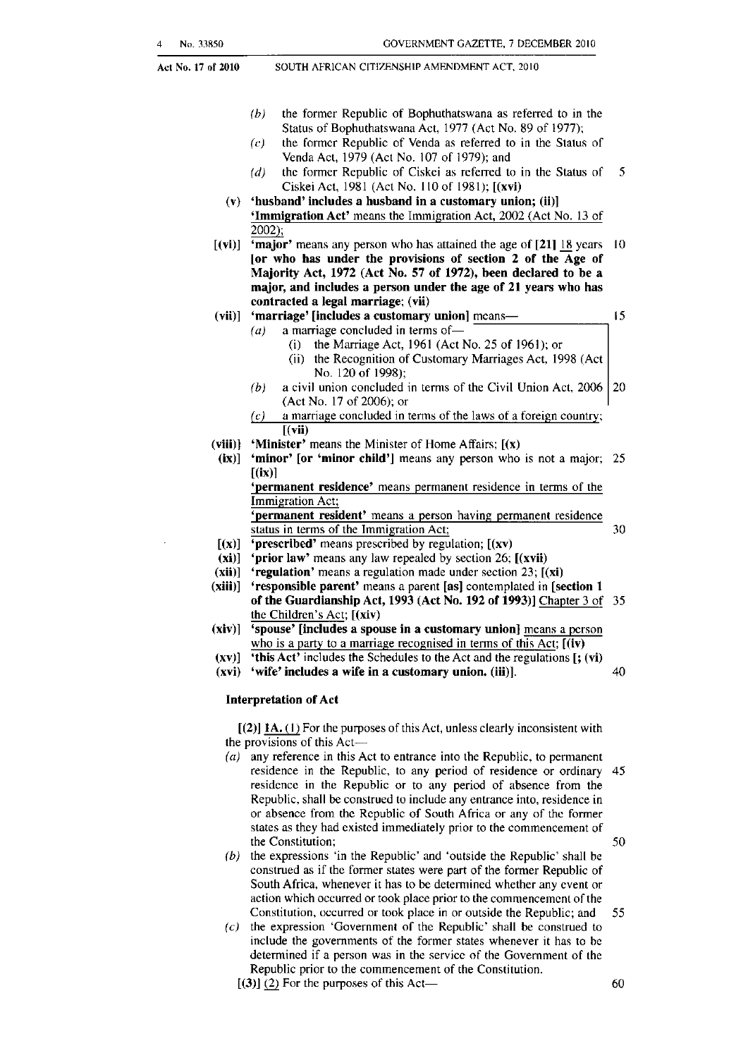(b) the former Republic of Bophuthatswana as referred to in the Status of Bophuthatswana Act, 1977 (Act No. 89 of 1977);

(c) the former Republic of Venda as referred to in the Status of Venda Act, 1979 (Act No. 107 of 1979); and

(d) the former Republic of Ciskei as referred to in the Status of Ciskei Act, 1981 (Act No. 110 of 1981); **[(xvi)**

**(v) 'husband' includes a husband in a customary union; (ii)]**
'Immigration Act' means the Immigration Act, 2002 (Act No. 13 of 2002);

**[(vi)]** **'major'** means any person who has attained the age of **[21]** 18 years **[or who has under the provisions of section 2 of the Age of Majority Act, 1972 (Act No. 57 of 1972), been declared to be a major, and includes a person under the age of 21 years who has contracted a legal marriage; (vii)**

**(vii)]** **'marriage' [includes a customary union]** means—

(a) a marriage concluded in terms of—
(i) the Marriage Act, 1961 (Act No. 25 of 1961); or
(ii) the Recognition of Customary Marriages Act, 1998 (Act No. 120 of 1998);

(b) a civil union concluded in terms of the Civil Union Act, 2006 (Act No. 17 of 2006); or

(c) a marriage concluded in terms of the laws of a foreign country; **[(vii)**

**(viii)]** **'Minister'** means the Minister of Home Affairs; **[(x)**

**(ix)]** **'minor' [or 'minor child']** means any person who is not a major; **[(ix)]**

'permanent residence' means permanent residence in terms of the Immigration Act;

'permanent resident' means a person having permanent residence status in terms of the Immigration Act;

**[(x)]** **'prescribed'** means prescribed by regulation; **[(xv)**

**(xi)]** **'prior law'** means any law repealed by section 26; **[(xvii)**

**(xii)]** **'regulation'** means a regulation made under section 23; **[(xi)**

**(xiii)]** **'responsible parent'** means a parent **[as]** contemplated in **[section 1 of the Guardianship Act, 1993 (Act No. 192 of 1993)]** Chapter 3 of the Children's Act; **[(xiv)**

**(xiv)]** **'spouse' [includes a spouse in a customary union]** means a person who is a party to a marriage recognised in terms of this Act; **[(iv)**

**(xv)]** **'this Act'** includes the Schedules to the Act and the regulations **[; (vi)**

**(xvi) 'wife' includes a wife in a customary union. (iii)]**.

**Interpretation of Act**

**[(2)]** **1A.** (1) For the purposes of this Act, unless clearly inconsistent with the provisions of this Act—

(a) any reference in this Act to entrance into the Republic, to permanent residence in the Republic, to any period of residence or ordinary residence in the Republic or to any period of absence from the Republic, shall be construed to include any entrance into, residence in or absence from the Republic of South Africa or any of the former states as they had existed immediately prior to the commencement of the Constitution;

(b) the expressions 'in the Republic' and 'outside the Republic' shall be construed as if the former states were part of the former Republic of South Africa, whenever it has to be determined whether any event or action which occurred or took place prior to the commencement of the Constitution, occurred or took place in or outside the Republic; and

(c) the expression 'Government of the Republic' shall be construed to include the governments of the former states whenever it has to be determined if a person was in the service of the Government of the Republic prior to the commencement of the Constitution.

**[(3)]** (2) For the purposes of this Act—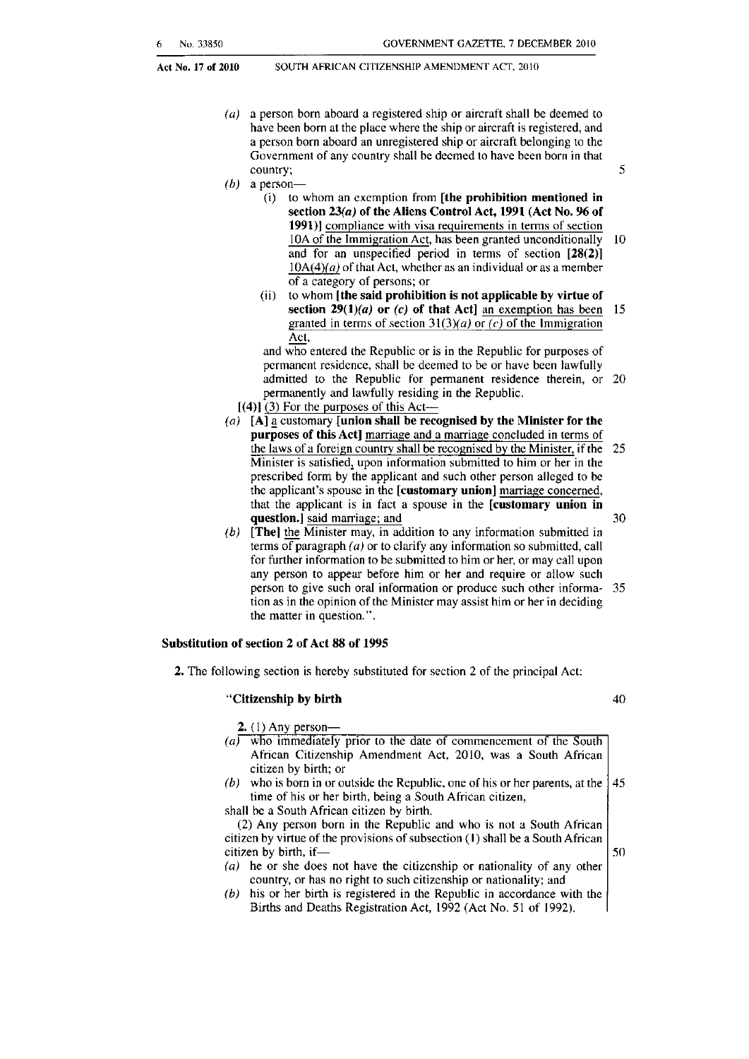(*a*) a person born aboard a registered ship or aircraft shall be deemed to have been born at the place where the ship or aircraft is registered, and a person born aboard an unregistered ship or aircraft belonging to the Government of any country shall be deemed to have been born in that country;

(*b*) a person—

(i) to whom an exemption from **[the prohibition mentioned in section 23(*a*) of the Aliens Control Act, 1991 (Act No. 96 of 1991)]** compliance with visa requirements in terms of section 10A of the Immigration Act, has been granted unconditionally and for an unspecified period in terms of section **[28(2)]** 10A(4)(*a*) of that Act, whether as an individual or as a member of a category of persons; or

(ii) to whom **[the said prohibition is not applicable by virtue of section 29(1)(*a*) or (*c*) of that Act]** an exemption has been granted in terms of section 31(3)(*a*) or (*c*) of the Immigration Act,

and who entered the Republic or is in the Republic for purposes of permanent residence, shall be deemed to be or have been lawfully admitted to the Republic for permanent residence therein, or permanently and lawfully residing in the Republic.

**[(4)]** (3) For the purposes of this Act—

(*a*) **[A]** a customary **[union shall be recognised by the Minister for the purposes of this Act]** marriage and a marriage concluded in terms of the laws of a foreign country shall be recognised by the Minister, if the Minister is satisfied, upon information submitted to him or her in the prescribed form by the applicant and such other person alleged to be the applicant's spouse in the **[customary union]** marriage concerned, that the applicant is in fact a spouse in the **[customary union in question.]** said marriage; and

(*b*) **[The]** the Minister may, in addition to any information submitted in terms of paragraph (*a*) or to clarify any information so submitted, call for further information to be submitted to him or her, or may call upon any person to appear before him or her and require or allow such person to give such oral information or produce such other information as in the opinion of the Minister may assist him or her in deciding the matter in question.".

**Substitution of section 2 of Act 88 of 1995**

**2.** The following section is hereby substituted for section 2 of the principal Act:

**"Citizenship by birth**

**2.** (1) Any person—

(*a*) who immediately prior to the date of commencement of the South African Citizenship Amendment Act, 2010, was a South African citizen by birth; or

(*b*) who is born in or outside the Republic, one of his or her parents, at the time of his or her birth, being a South African citizen,

shall be a South African citizen by birth.

(2) Any person born in the Republic and who is not a South African citizen by virtue of the provisions of subsection (1) shall be a South African citizen by birth, if—

(*a*) he or she does not have the citizenship or nationality of any other country, or has no right to such citizenship or nationality; and

(*b*) his or her birth is registered in the Republic in accordance with the Births and Deaths Registration Act, 1992 (Act No. 51 of 1992).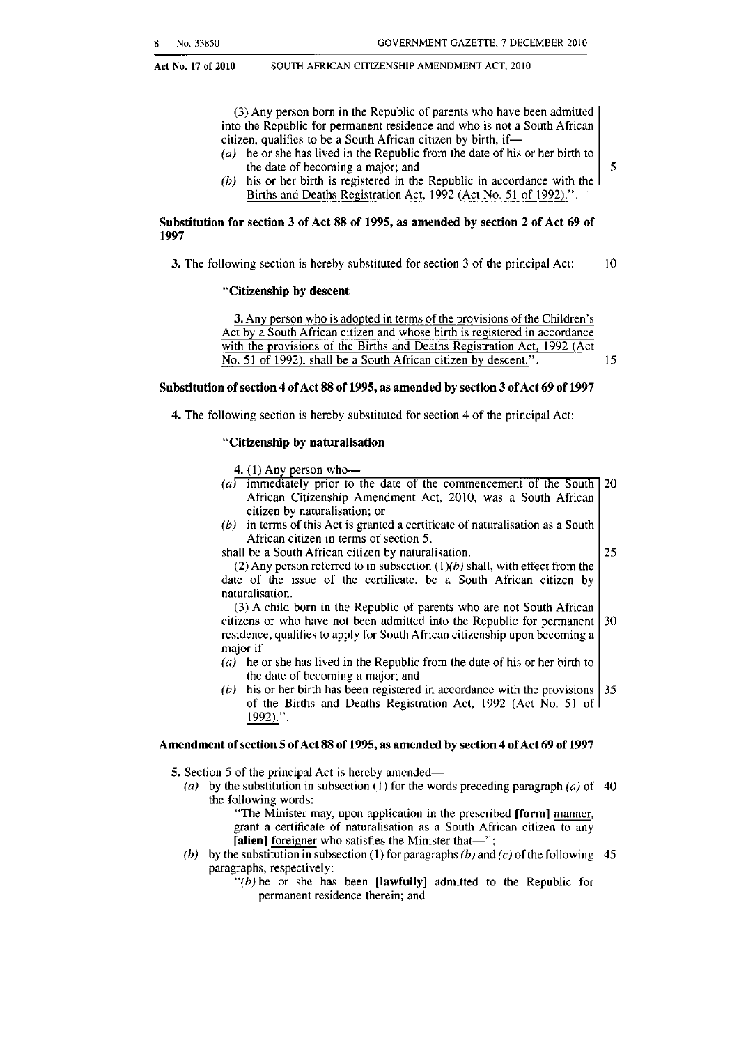(3) Any person born in the Republic of parents who have been admitted into the Republic for permanent residence and who is not a South African citizen, qualifies to be a South African citizen by birth, if—

*(a)* he or she has lived in the Republic from the date of his or her birth to the date of becoming a major; and

*(b)* his or her birth is registered in the Republic in accordance with the Births and Deaths Registration Act, 1992 (Act No. 51 of 1992).".

**Substitution for section 3 of Act 88 of 1995, as amended by section 2 of Act 69 of 1997**

**3.** The following section is hereby substituted for section 3 of the principal Act:

"**Citizenship by descent**

**3.** Any person who is adopted in terms of the provisions of the Children's Act by a South African citizen and whose birth is registered in accordance with the provisions of the Births and Deaths Registration Act, 1992 (Act No. 51 of 1992), shall be a South African citizen by descent.".

**Substitution of section 4 of Act 88 of 1995, as amended by section 3 of Act 69 of 1997**

**4.** The following section is hereby substituted for section 4 of the principal Act:

"**Citizenship by naturalisation**

**4.** (1) Any person who—

*(a)* immediately prior to the date of the commencement of the South African Citizenship Amendment Act, 2010, was a South African citizen by naturalisation; or

*(b)* in terms of this Act is granted a certificate of naturalisation as a South African citizen in terms of section 5,

shall be a South African citizen by naturalisation.

(2) Any person referred to in subsection (1)*(b)* shall, with effect from the date of the issue of the certificate, be a South African citizen by naturalisation.

(3) A child born in the Republic of parents who are not South African citizens or who have not been admitted into the Republic for permanent residence, qualifies to apply for South African citizenship upon becoming a major if—

*(a)* he or she has lived in the Republic from the date of his or her birth to the date of becoming a major; and

*(b)* his or her birth has been registered in accordance with the provisions of the Births and Deaths Registration Act, 1992 (Act No. 51 of 1992).".

**Amendment of section 5 of Act 88 of 1995, as amended by section 4 of Act 69 of 1997**

**5.** Section 5 of the principal Act is hereby amended—

*(a)* by the substitution in subsection (1) for the words preceding paragraph *(a)* of the following words:

"The Minister may, upon application in the prescribed **[form]** manner, grant a certificate of naturalisation as a South African citizen to any **[alien]** foreigner who satisfies the Minister that—";

*(b)* by the substitution in subsection (1) for paragraphs *(b)* and *(c)* of the following paragraphs, respectively:

"*(b)* he or she has been **[lawfully]** admitted to the Republic for permanent residence therein; and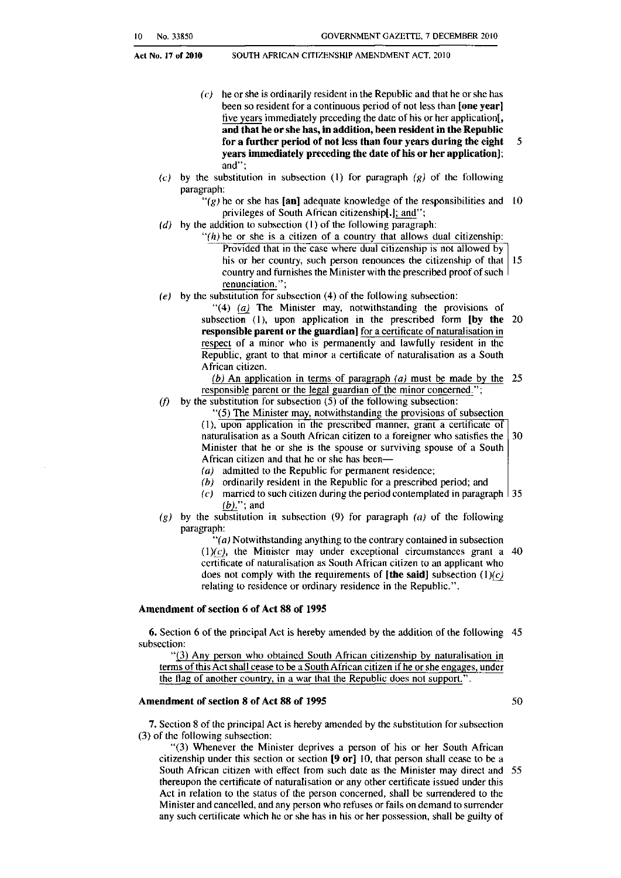(c) he or she is ordinarily resident in the Republic and that he or she has been so resident for a continuous period of not less than **[one year]** five years immediately preceding the date of his or her application**[, and that he or she has, in addition, been resident in the Republic for a further period of not less than four years during the eight years immediately preceding the date of his or her application]**; and";

(c) by the substitution in subsection (1) for paragraph (g) of the following paragraph:

"(g) he or she has **[an]** adequate knowledge of the responsibilities and privileges of South African citizenship**[.]**; and";

(d) by the addition to subsection (1) of the following paragraph:

"(h) he or she is a citizen of a country that allows dual citizenship: Provided that in the case where dual citizenship is not allowed by his or her country, such person renounces the citizenship of that country and furnishes the Minister with the prescribed proof of such renunciation.";

(e) by the substitution for subsection (4) of the following subsection:

"(4) (a) The Minister may, notwithstanding the provisions of subsection (1), upon application in the prescribed form **[by the responsible parent or the guardian]** for a certificate of naturalisation in respect of a minor who is permanently and lawfully resident in the Republic, grant to that minor a certificate of naturalisation as a South African citizen.

(b) An application in terms of paragraph (a) must be made by the responsible parent or the legal guardian of the minor concerned.";

(f) by the substitution for subsection (5) of the following subsection:

"(5) The Minister may, notwithstanding the provisions of subsection (1), upon application in the prescribed manner, grant a certificate of naturalisation as a South African citizen to a foreigner who satisfies the Minister that he or she is the spouse or surviving spouse of a South African citizen and that he or she has been—

(a) admitted to the Republic for permanent residence;

(b) ordinarily resident in the Republic for a prescribed period; and

(c) married to such citizen during the period contemplated in paragraph (b)."; and

(g) by the substitution in subsection (9) for paragraph (a) of the following paragraph:

"(a) Notwithstanding anything to the contrary contained in subsection (1)(c), the Minister may under exceptional circumstances grant a certificate of naturalisation as South African citizen to an applicant who does not comply with the requirements of **[the said]** subsection (1)(c) relating to residence or ordinary residence in the Republic.".

### Amendment of section 6 of Act 88 of 1995

6. Section 6 of the principal Act is hereby amended by the addition of the following subsection:

"(3) Any person who obtained South African citizenship by naturalisation in terms of this Act shall cease to be a South African citizen if he or she engages, under the flag of another country, in a war that the Republic does not support.".

### Amendment of section 8 of Act 88 of 1995

7. Section 8 of the principal Act is hereby amended by the substitution for subsection (3) of the following subsection:

"(3) Whenever the Minister deprives a person of his or her South African citizenship under this section or section **[9 or]** 10, that person shall cease to be a South African citizen with effect from such date as the Minister may direct and thereupon the certificate of naturalisation or any other certificate issued under this Act in relation to the status of the person concerned, shall be surrendered to the Minister and cancelled, and any person who refuses or fails on demand to surrender any such certificate which he or she has in his or her possession, shall be guilty of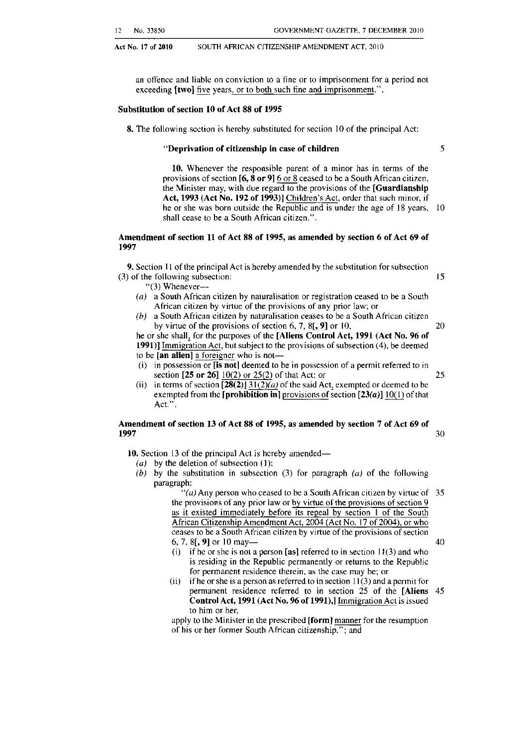an offence and liable on conviction to a fine or to imprisonment for a period not exceeding **[two]** <u>five</u> years<u>, or to both such fine and imprisonment</u>.".

**Substitution of section 10 of Act 88 of 1995**

**8.** The following section is hereby substituted for section 10 of the principal Act:

**"Deprivation of citizenship in case of children**

**10.** Whenever the responsible parent of a minor has in terms of the provisions of section **[6, 8 or 9]** <u>6 or 8</u> ceased to be a South African citizen, the Minister may, with due regard to the provisions of the **[Guardianship Act, 1993 (Act No. 192 of 1993)]** <u>Children's Act</u>, order that such minor, if he or she was born outside the Republic and is under the age of 18 years, shall cease to be a South African citizen.".

**Amendment of section 11 of Act 88 of 1995, as amended by section 6 of Act 69 of 1997**

**9.** Section 11 of the principal Act is hereby amended by the substitution for subsection (3) of the following subsection:

"(3) Whenever—

*(a)* a South African citizen by naturalisation or registration ceased to be a South African citizen by virtue of the provisions of any prior law; or

*(b)* a South African citizen by naturalisation ceases to be a South African citizen by virtue of the provisions of section 6, 7, 8**[, 9]** or 10,

he or she shall<u>,</u> for the purposes of the **[Aliens Control Act, 1991 (Act No. 96 of 1991)]** <u>Immigration Act</u>, but subject to the provisions of subsection (4), be deemed to be **[an alien]** <u>a foreigner</u> who is not—

(i) in possession or **[is not]** deemed to be in possession of a permit referred to in section **[25 or 26]** <u>10(2) or 25(2)</u> of that Act; or

(ii) in terms of section **[28(2)]** <u>31(2)*(a)*</u> of the said Act<u>,</u> exempted or deemed to be exempted from the **[prohibition in]** <u>provisions of</u> section **[23*(a)*]** <u>10(1)</u> of that Act.".

**Amendment of section 13 of Act 88 of 1995, as amended by section 7 of Act 69 of 1997**

**10.** Section 13 of the principal Act is hereby amended—

*(a)* by the deletion of subsection (1);

*(b)* by the substitution in subsection (3) for paragraph *(a)* of the following paragraph:

"*(a)* Any person who ceased to be a South African citizen by virtue of the provisions of any prior law or <u>by virtue of the provisions of section 9 as it existed immediately before its repeal by section 1 of the South African Citizenship Amendment Act, 2004 (Act No. 17 of 2004), or who</u> ceases to be a South African citizen by virtue of the provisions of section 6, 7, 8**[, 9]** or 10 may—

(i) if he or she is not a person **[as]** referred to in section 11(3) and who is residing in the Republic permanently or returns to the Republic for permanent residence therein, as the case may be; or

(ii) if he or she is a person as referred to in section 11(3) and a permit for permanent residence referred to in section 25 of the **[Aliens Control Act, 1991 (Act No. 96 of 1991),]** <u>Immigration Act</u> is issued to him or her,

apply to the Minister in the prescribed **[form]** <u>manner</u> for the resumption of his or her former South African citizenship."; and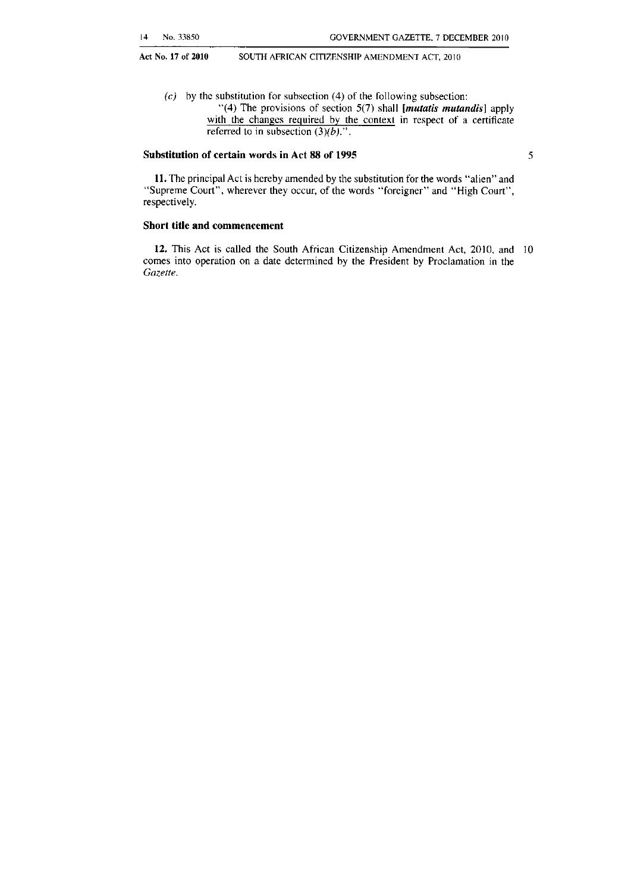(c) by the substitution for subsection (4) of the following subsection:

"(4) The provisions of section 5(7) shall **[*mutatis mutandis*]** apply with the changes required by the context in respect of a certificate referred to in subsection (3)(b).".

**Substitution of certain words in Act 88 of 1995**

**11.** The principal Act is hereby amended by the substitution for the words "alien" and "Supreme Court", wherever they occur, of the words "foreigner" and "High Court", respectively.

**Short title and commencement**

**12.** This Act is called the South African Citizenship Amendment Act, 2010, and comes into operation on a date determined by the President by Proclamation in the *Gazette*.